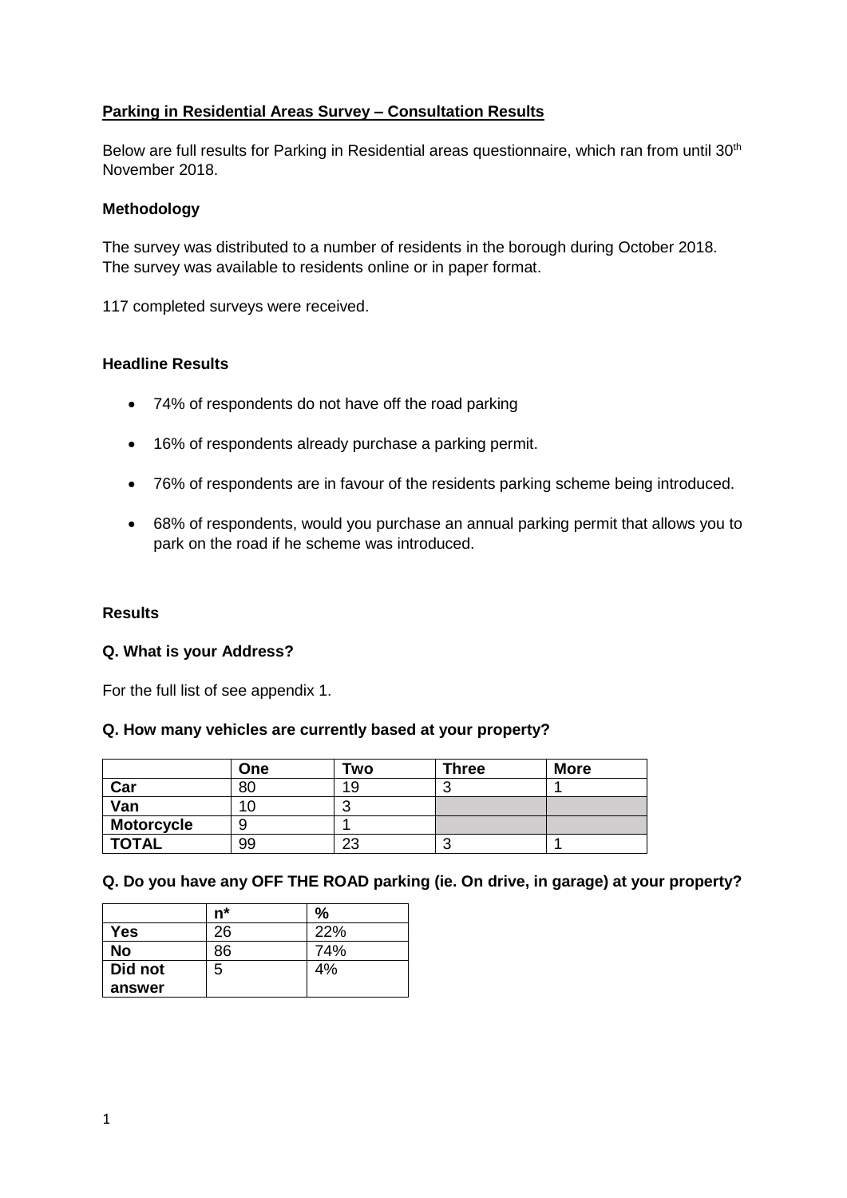## Parking in Residential Areas Survey – Consultation Results

Below are full results for Parking in Residential areas questionnaire, which ran from until 30th November 2018.

### Methodology

The survey was distributed to a number of residents in the borough during October 2018. The survey was available to residents online or in paper format.

117 completed surveys were received.

### Headline Results

- 74% of respondents do not have off the road parking
- 16% of respondents already purchase a parking permit.
- 76% of respondents are in favour of the residents parking scheme being introduced.
- 68% of respondents, would you purchase an annual parking permit that allows you to park on the road if he scheme was introduced.

### Results

**Q. What is your Address?**

For the full list of see appendix 1.

**Q. How many vehicles are currently based at your property?**

| | One | Two | Three | More |
|---|---|---|---|---|
| **Car** | 80 | 19 | 3 | 1 |
| **Van** | 10 | 3 | | |
| **Motorcycle** | 9 | 1 | | |
| **TOTAL** | 99 | 23 | 3 | 1 |

**Q. Do you have any OFF THE ROAD parking (ie. On drive, in garage) at your property?**

| | n* | % |
|---|---|---|
| **Yes** | 26 | 22% |
| **No** | 86 | 74% |
| **Did not answer** | 5 | 4% |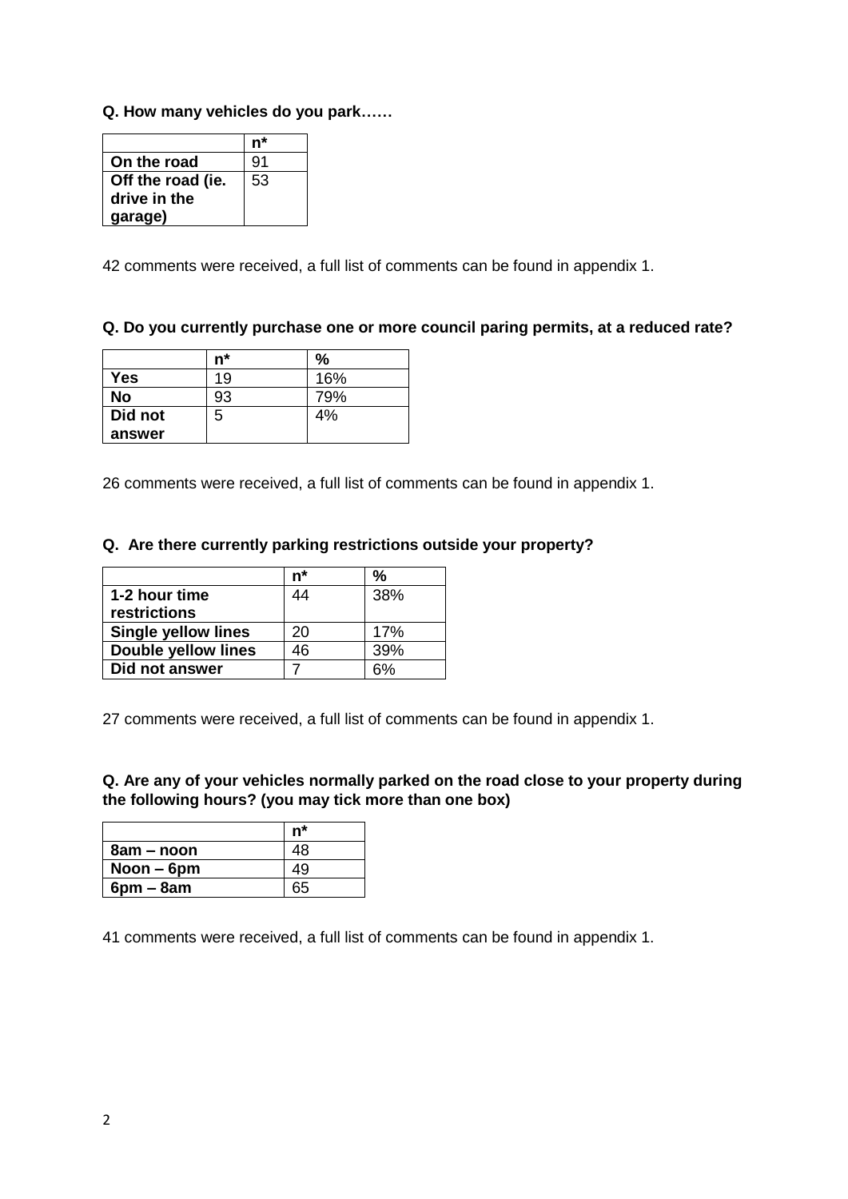**Q. How many vehicles do you park……**

| | n* |
|---|---|
| **On the road** | 91 |
| **Off the road (ie. drive in the garage)** | 53 |

42 comments were received, a full list of comments can be found in appendix 1.

**Q. Do you currently purchase one or more council paring permits, at a reduced rate?**

| | n* | % |
|---|---|---|
| **Yes** | 19 | 16% |
| **No** | 93 | 79% |
| **Did not answer** | 5 | 4% |

26 comments were received, a full list of comments can be found in appendix 1.

**Q. Are there currently parking restrictions outside your property?**

| | n* | % |
|---|---|---|
| **1-2 hour time restrictions** | 44 | 38% |
| **Single yellow lines** | 20 | 17% |
| **Double yellow lines** | 46 | 39% |
| **Did not answer** | 7 | 6% |

27 comments were received, a full list of comments can be found in appendix 1.

**Q. Are any of your vehicles normally parked on the road close to your property during the following hours? (you may tick more than one box)**

| | n* |
|---|---|
| **8am – noon** | 48 |
| **Noon – 6pm** | 49 |
| **6pm – 8am** | 65 |

41 comments were received, a full list of comments can be found in appendix 1.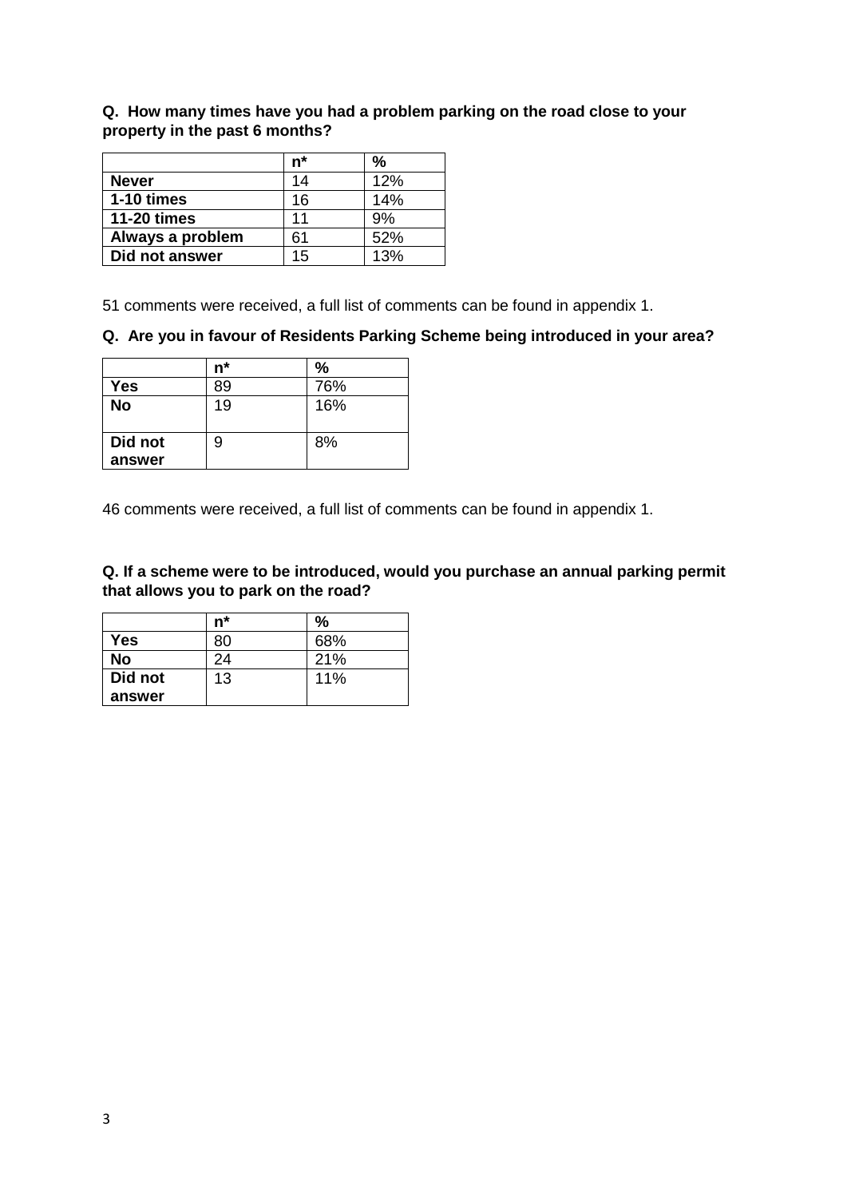**Q. How many times have you had a problem parking on the road close to your property in the past 6 months?**

| | n* | % |
|---|---|---|
| **Never** | 14 | 12% |
| **1-10 times** | 16 | 14% |
| **11-20 times** | 11 | 9% |
| **Always a problem** | 61 | 52% |
| **Did not answer** | 15 | 13% |

51 comments were received, a full list of comments can be found in appendix 1.

**Q. Are you in favour of Residents Parking Scheme being introduced in your area?**

| | n* | % |
|---|---|---|
| **Yes** | 89 | 76% |
| **No** | 19 | 16% |
| **Did not answer** | 9 | 8% |

46 comments were received, a full list of comments can be found in appendix 1.

**Q. If a scheme were to be introduced, would you purchase an annual parking permit that allows you to park on the road?**

| | n* | % |
|---|---|---|
| **Yes** | 80 | 68% |
| **No** | 24 | 21% |
| **Did not answer** | 13 | 11% |